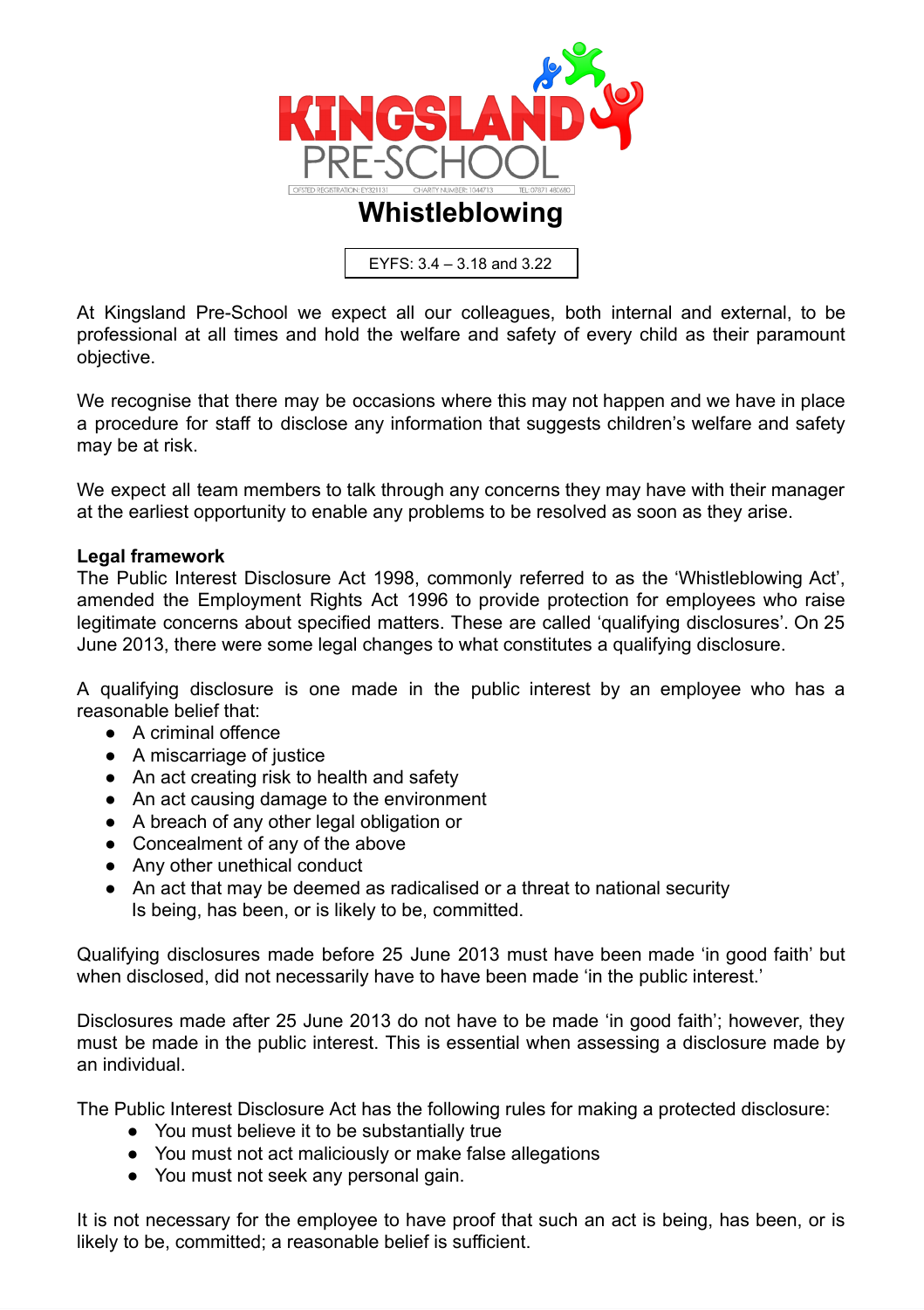KINGSLAND PRE-SCHOOL

OFSTED REGISTRATION: EY321131 CHARITY NUMBER: 1044713 TEL: 07871 480680

# Whistleblowing

EYFS: 3.4 – 3.18 and 3.22

At Kingsland Pre-School we expect all our colleagues, both internal and external, to be professional at all times and hold the welfare and safety of every child as their paramount objective.

We recognise that there may be occasions where this may not happen and we have in place a procedure for staff to disclose any information that suggests children's welfare and safety may be at risk.

We expect all team members to talk through any concerns they may have with their manager at the earliest opportunity to enable any problems to be resolved as soon as they arise.

**Legal framework**

The Public Interest Disclosure Act 1998, commonly referred to as the 'Whistleblowing Act', amended the Employment Rights Act 1996 to provide protection for employees who raise legitimate concerns about specified matters. These are called 'qualifying disclosures'. On 25 June 2013, there were some legal changes to what constitutes a qualifying disclosure.

A qualifying disclosure is one made in the public interest by an employee who has a reasonable belief that:

- A criminal offence
- A miscarriage of justice
- An act creating risk to health and safety
- An act causing damage to the environment
- A breach of any other legal obligation or
- Concealment of any of the above
- Any other unethical conduct
- An act that may be deemed as radicalised or a threat to national security

Is being, has been, or is likely to be, committed.

Qualifying disclosures made before 25 June 2013 must have been made 'in good faith' but when disclosed, did not necessarily have to have been made 'in the public interest.'

Disclosures made after 25 June 2013 do not have to be made 'in good faith'; however, they must be made in the public interest. This is essential when assessing a disclosure made by an individual.

The Public Interest Disclosure Act has the following rules for making a protected disclosure:

- You must believe it to be substantially true
- You must not act maliciously or make false allegations
- You must not seek any personal gain.

It is not necessary for the employee to have proof that such an act is being, has been, or is likely to be, committed; a reasonable belief is sufficient.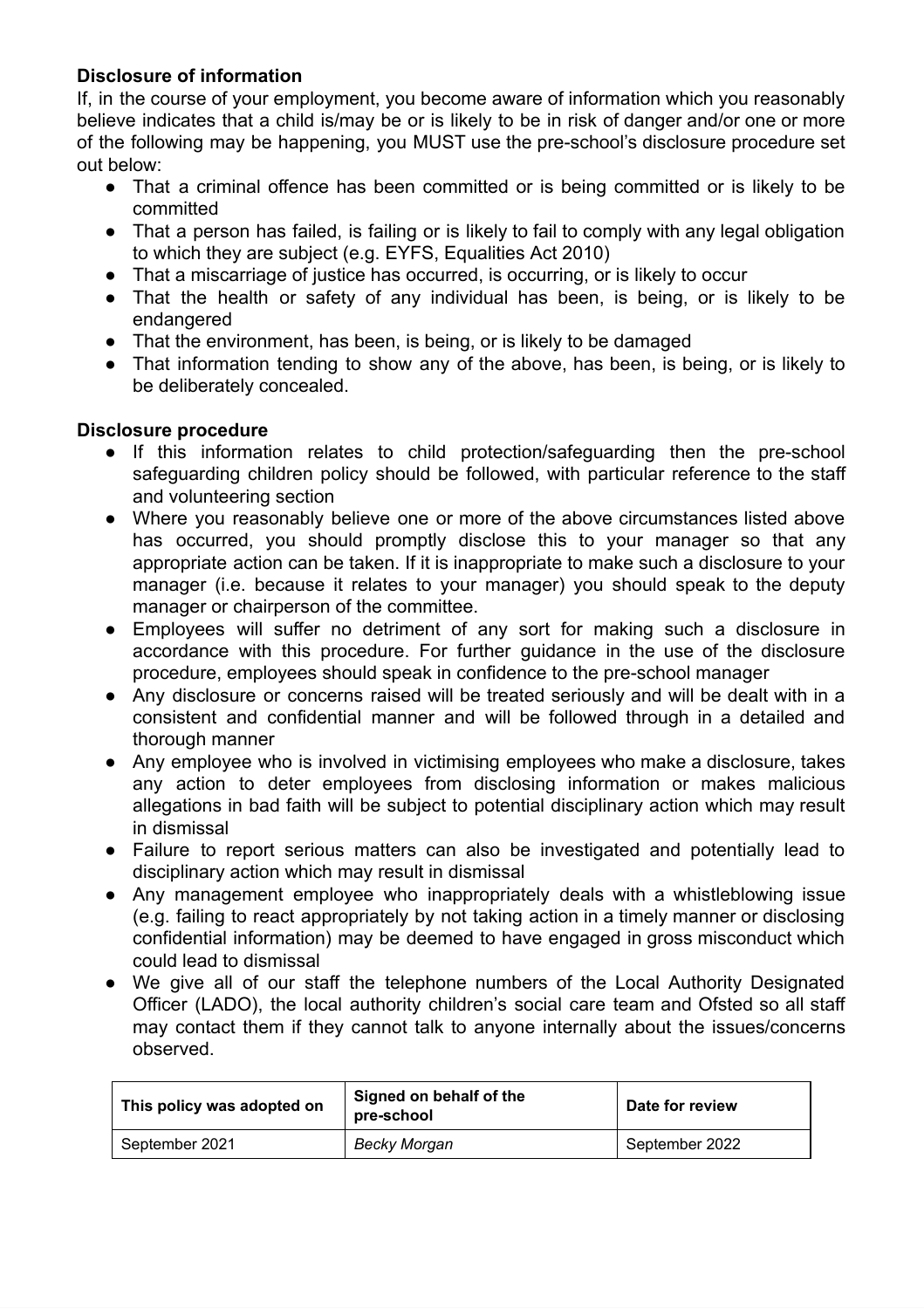**Disclosure of information**

If, in the course of your employment, you become aware of information which you reasonably believe indicates that a child is/may be or is likely to be in risk of danger and/or one or more of the following may be happening, you MUST use the pre-school's disclosure procedure set out below:

- That a criminal offence has been committed or is being committed or is likely to be committed
- That a person has failed, is failing or is likely to fail to comply with any legal obligation to which they are subject (e.g. EYFS, Equalities Act 2010)
- That a miscarriage of justice has occurred, is occurring, or is likely to occur
- That the health or safety of any individual has been, is being, or is likely to be endangered
- That the environment, has been, is being, or is likely to be damaged
- That information tending to show any of the above, has been, is being, or is likely to be deliberately concealed.

**Disclosure procedure**

- If this information relates to child protection/safeguarding then the pre-school safeguarding children policy should be followed, with particular reference to the staff and volunteering section
- Where you reasonably believe one or more of the above circumstances listed above has occurred, you should promptly disclose this to your manager so that any appropriate action can be taken. If it is inappropriate to make such a disclosure to your manager (i.e. because it relates to your manager) you should speak to the deputy manager or chairperson of the committee.
- Employees will suffer no detriment of any sort for making such a disclosure in accordance with this procedure. For further guidance in the use of the disclosure procedure, employees should speak in confidence to the pre-school manager
- Any disclosure or concerns raised will be treated seriously and will be dealt with in a consistent and confidential manner and will be followed through in a detailed and thorough manner
- Any employee who is involved in victimising employees who make a disclosure, takes any action to deter employees from disclosing information or makes malicious allegations in bad faith will be subject to potential disciplinary action which may result in dismissal
- Failure to report serious matters can also be investigated and potentially lead to disciplinary action which may result in dismissal
- Any management employee who inappropriately deals with a whistleblowing issue (e.g. failing to react appropriately by not taking action in a timely manner or disclosing confidential information) may be deemed to have engaged in gross misconduct which could lead to dismissal
- We give all of our staff the telephone numbers of the Local Authority Designated Officer (LADO), the local authority children's social care team and Ofsted so all staff may contact them if they cannot talk to anyone internally about the issues/concerns observed.

| This policy was adopted on | Signed on behalf of the pre-school | Date for review |
|---|---|---|
| September 2021 | *Becky Morgan* | September 2022 |